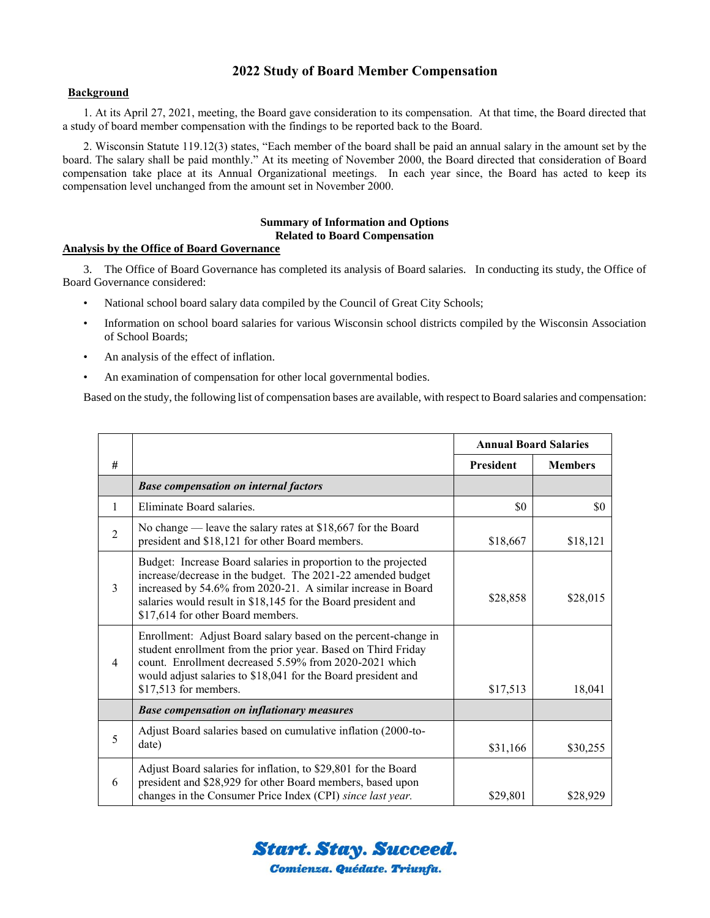# 2022 Study of Board Member Compensation

**Background**

1. At its April 27, 2021, meeting, the Board gave consideration to its compensation. At that time, the Board directed that a study of board member compensation with the findings to be reported back to the Board.

2. Wisconsin Statute 119.12(3) states, "Each member of the board shall be paid an annual salary in the amount set by the board. The salary shall be paid monthly." At its meeting of November 2000, the Board directed that consideration of Board compensation take place at its Annual Organizational meetings. In each year since, the Board has acted to keep its compensation level unchanged from the amount set in November 2000.

**Summary of Information and Options Related to Board Compensation**

**Analysis by the Office of Board Governance**

3. The Office of Board Governance has completed its analysis of Board salaries. In conducting its study, the Office of Board Governance considered:

- National school board salary data compiled by the Council of Great City Schools;
- Information on school board salaries for various Wisconsin school districts compiled by the Wisconsin Association of School Boards;
- An analysis of the effect of inflation.
- An examination of compensation for other local governmental bodies.

Based on the study, the following list of compensation bases are available, with respect to Board salaries and compensation:

| # | | Annual Board Salaries | |
|---|---|---|---|
| | | President | Members |
| | ***Base compensation on internal factors*** | | |
| 1 | Eliminate Board salaries. | $0 | $0 |
| 2 | No change — leave the salary rates at $18,667 for the Board president and $18,121 for other Board members. | $18,667 | $18,121 |
| 3 | Budget: Increase Board salaries in proportion to the projected increase/decrease in the budget. The 2021-22 amended budget increased by 54.6% from 2020-21. A similar increase in Board salaries would result in $18,145 for the Board president and $17,614 for other Board members. | $28,858 | $28,015 |
| 4 | Enrollment: Adjust Board salary based on the percent-change in student enrollment from the prior year. Based on Third Friday count. Enrollment decreased 5.59% from 2020-2021 which would adjust salaries to $18,041 for the Board president and $17,513 for members. | $17,513 | 18,041 |
| | ***Base compensation on inflationary measures*** | | |
| 5 | Adjust Board salaries based on cumulative inflation (2000-to-date) | $31,166 | $30,255 |
| 6 | Adjust Board salaries for inflation, to $29,801 for the Board president and $28,929 for other Board members, based upon changes in the Consumer Price Index (CPI) *since last year.* | $29,801 | $28,929 |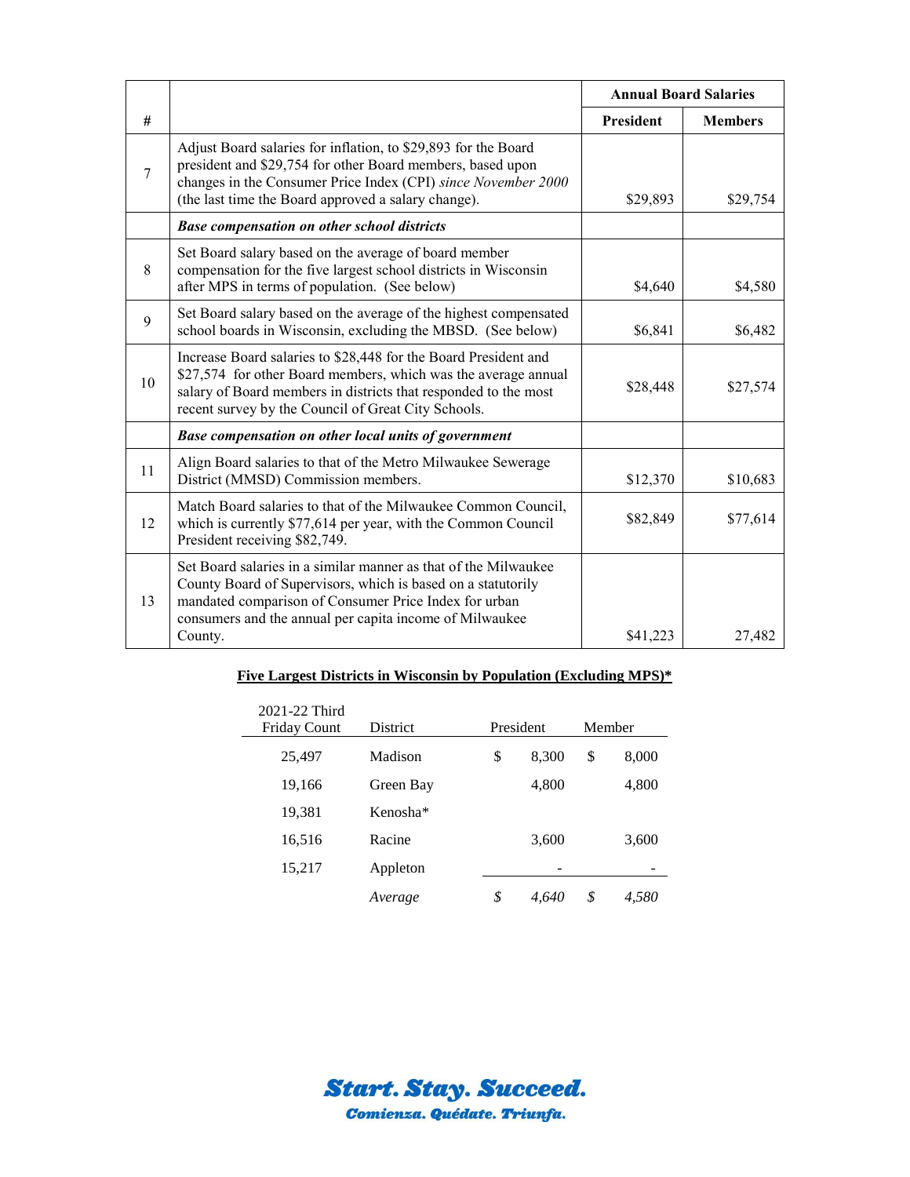| # | | Annual Board Salaries | |
|---|---|---|---|
| | | **President** | **Members** |
| 7 | Adjust Board salaries for inflation, to $29,893 for the Board president and $29,754 for other Board members, based upon changes in the Consumer Price Index (CPI) *since November 2000* (the last time the Board approved a salary change). | $29,893 | $29,754 |
| | ***Base compensation on other school districts*** | | |
| 8 | Set Board salary based on the average of board member compensation for the five largest school districts in Wisconsin after MPS in terms of population. (See below) | $4,640 | $4,580 |
| 9 | Set Board salary based on the average of the highest compensated school boards in Wisconsin, excluding the MBSD. (See below) | $6,841 | $6,482 |
| 10 | Increase Board salaries to $28,448 for the Board President and $27,574 for other Board members, which was the average annual salary of Board members in districts that responded to the most recent survey by the Council of Great City Schools. | $28,448 | $27,574 |
| | ***Base compensation on other local units of government*** | | |
| 11 | Align Board salaries to that of the Metro Milwaukee Sewerage District (MMSD) Commission members. | $12,370 | $10,683 |
| 12 | Match Board salaries to that of the Milwaukee Common Council, which is currently $77,614 per year, with the Common Council President receiving $82,749. | $82,849 | $77,614 |
| 13 | Set Board salaries in a similar manner as that of the Milwaukee County Board of Supervisors, which is based on a statutorily mandated comparison of Consumer Price Index for urban consumers and the annual per capita income of Milwaukee County. | $41,223 | 27,482 |

**Five Largest Districts in Wisconsin by Population (Excluding MPS)***

| 2021-22 Third Friday Count | District | President | Member |
|---|---|---|---|
| 25,497 | Madison | $ 8,300 | $ 8,000 |
| 19,166 | Green Bay | 4,800 | 4,800 |
| 19,381 | Kenosha* | | |
| 16,516 | Racine | 3,600 | 3,600 |
| 15,217 | Appleton | - | - |
| | *Average* | *$ 4,640* | *$ 4,580* |

***Start. Stay. Succeed.***

***Comienza. Quédate. Triunfa.***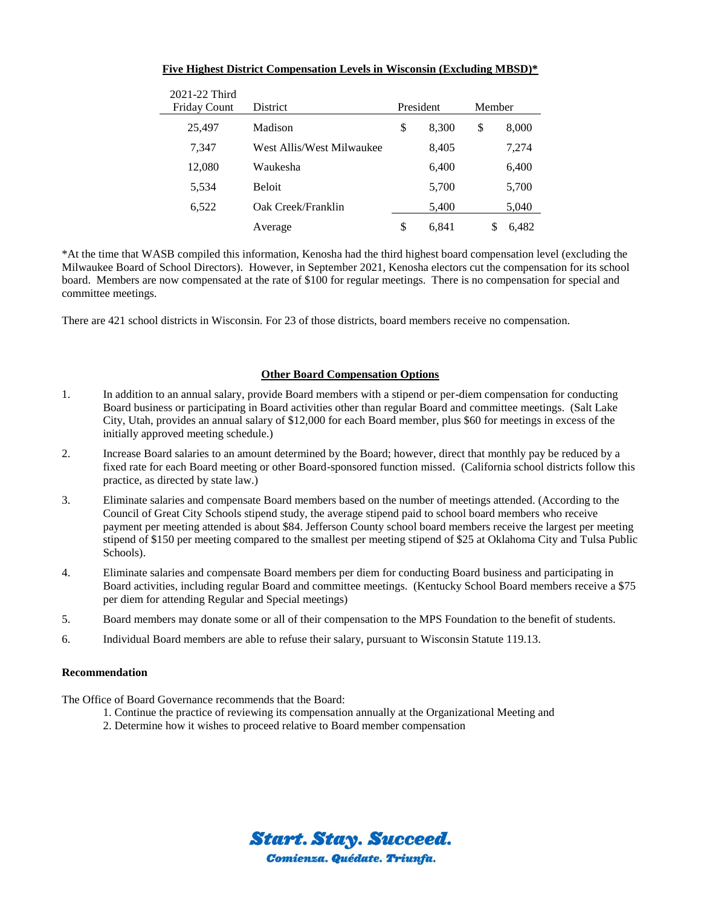**Five Highest District Compensation Levels in Wisconsin (Excluding MBSD)***

| 2021-22 Third Friday Count | District | President | Member |
|---|---|---|---|
| 25,497 | Madison | $ 8,300 | $ 8,000 |
| 7,347 | West Allis/West Milwaukee | 8,405 | 7,274 |
| 12,080 | Waukesha | 6,400 | 6,400 |
| 5,534 | Beloit | 5,700 | 5,700 |
| 6,522 | Oak Creek/Franklin | 5,400 | 5,040 |
| | Average | $ 6,841 | $ 6,482 |

*At the time that WASB compiled this information, Kenosha had the third highest board compensation level (excluding the Milwaukee Board of School Directors). However, in September 2021, Kenosha electors cut the compensation for its school board. Members are now compensated at the rate of $100 for regular meetings. There is no compensation for special and committee meetings.

There are 421 school districts in Wisconsin. For 23 of those districts, board members receive no compensation.

**Other Board Compensation Options**

1. In addition to an annual salary, provide Board members with a stipend or per-diem compensation for conducting Board business or participating in Board activities other than regular Board and committee meetings. (Salt Lake City, Utah, provides an annual salary of $12,000 for each Board member, plus $60 for meetings in excess of the initially approved meeting schedule.)
2. Increase Board salaries to an amount determined by the Board; however, direct that monthly pay be reduced by a fixed rate for each Board meeting or other Board-sponsored function missed. (California school districts follow this practice, as directed by state law.)
3. Eliminate salaries and compensate Board members based on the number of meetings attended. (According to the Council of Great City Schools stipend study, the average stipend paid to school board members who receive payment per meeting attended is about $84. Jefferson County school board members receive the largest per meeting stipend of $150 per meeting compared to the smallest per meeting stipend of $25 at Oklahoma City and Tulsa Public Schools).
4. Eliminate salaries and compensate Board members per diem for conducting Board business and participating in Board activities, including regular Board and committee meetings. (Kentucky School Board members receive a $75 per diem for attending Regular and Special meetings)
5. Board members may donate some or all of their compensation to the MPS Foundation to the benefit of students.
6. Individual Board members are able to refuse their salary, pursuant to Wisconsin Statute 119.13.

**Recommendation**

The Office of Board Governance recommends that the Board:

1. Continue the practice of reviewing its compensation annually at the Organizational Meeting and
2. Determine how it wishes to proceed relative to Board member compensation